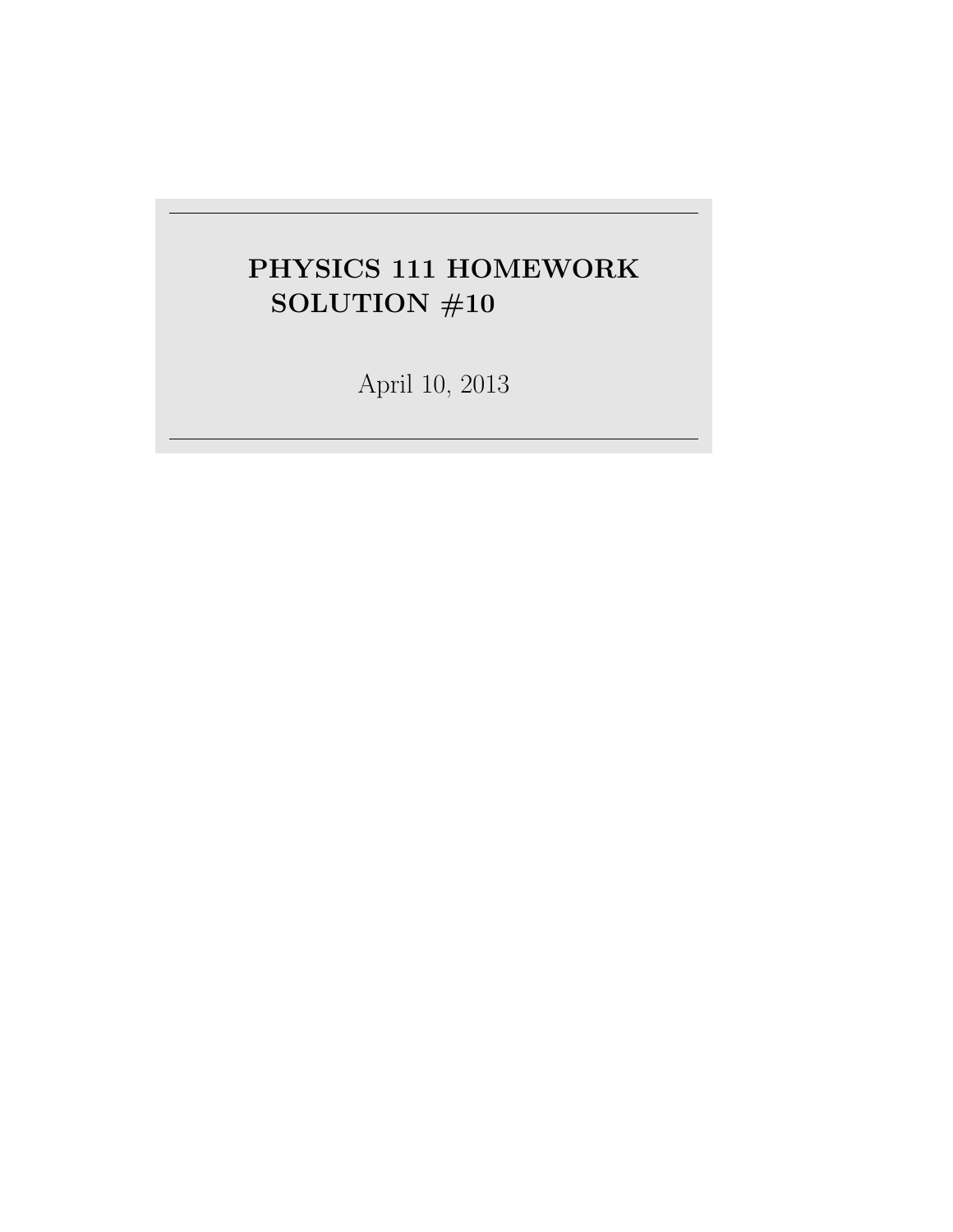# PHYSICS 111 HOMEWORK SOLUTION #10

April 10, 2013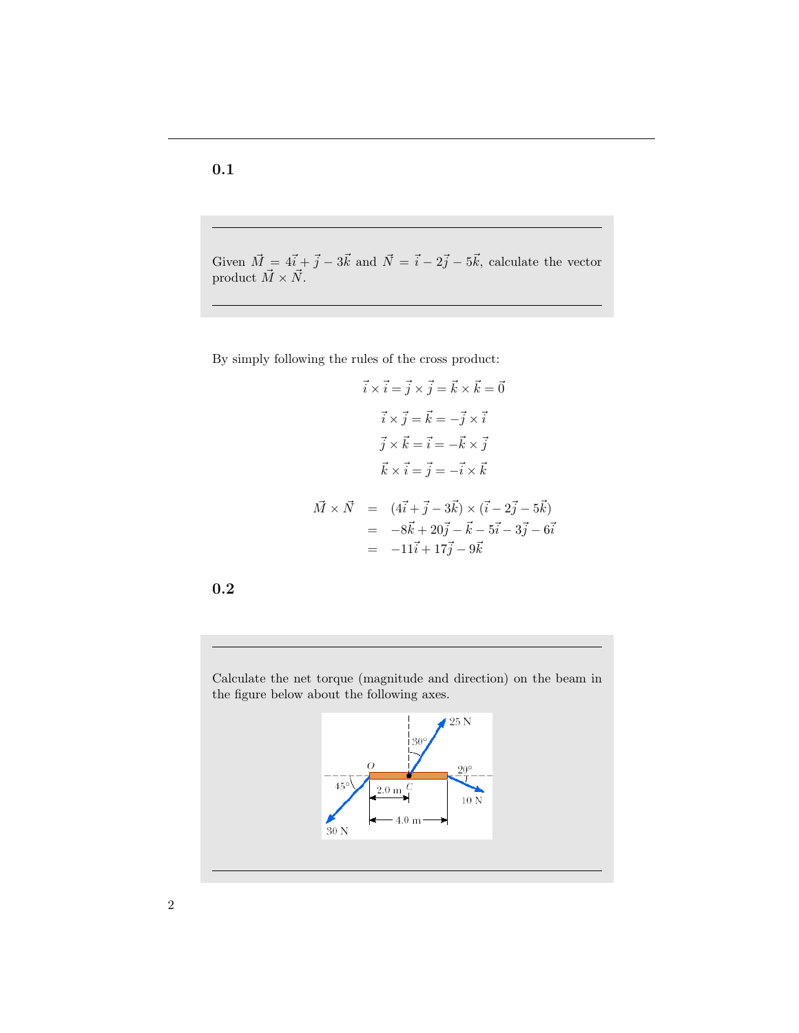## 0.1

---

Given $\vec{M} = 4\vec{i} + \vec{j} - 3\vec{k}$ and $\vec{N} = \vec{i} - 2\vec{j} - 5\vec{k}$, calculate the vector product $\vec{M} \times \vec{N}$.

---

By simply following the rules of the cross product:

$$\vec{i} \times \vec{i} = \vec{j} \times \vec{j} = \vec{k} \times \vec{k} = \vec{0}$$

$$\vec{i} \times \vec{j} = \vec{k} = -\vec{j} \times \vec{i}$$

$$\vec{j} \times \vec{k} = \vec{i} = -\vec{k} \times \vec{j}$$

$$\vec{k} \times \vec{i} = \vec{j} = -\vec{i} \times \vec{k}$$

$$\begin{aligned}
\vec{M} \times \vec{N} &= (4\vec{i} + \vec{j} - 3\vec{k}) \times (\vec{i} - 2\vec{j} - 5\vec{k}) \\
&= -8\vec{k} + 20\vec{j} - \vec{k} - 5\vec{i} - 3\vec{j} - 6\vec{i} \\
&= -11\vec{i} + 17\vec{j} - 9\vec{k}
\end{aligned}$$

## 0.2

---

Calculate the net torque (magnitude and direction) on the beam in the figure below about the following axes.

---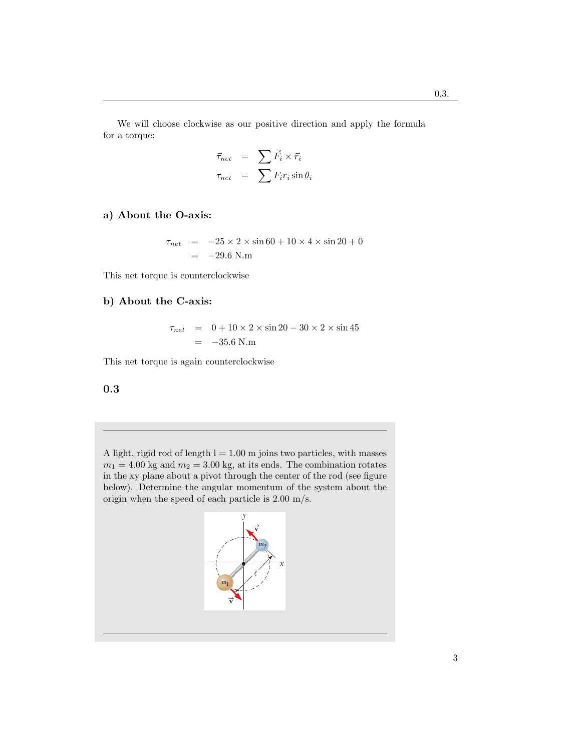We will choose clockwise as our positive direction and apply the formula for a torque:

$$
\begin{aligned}
\vec{\tau}_{net} &= \sum \vec{F}_i \times \vec{r}_i \\
\tau_{net} &= \sum F_i r_i \sin\theta_i
\end{aligned}
$$

### a) About the O-axis:

$$
\begin{aligned}
\tau_{net} &= -25 \times 2 \times \sin 60 + 10 \times 4 \times \sin 20 + 0 \\
&= -29.6 \text{ N.m}
\end{aligned}
$$

This net torque is counterclockwise

### b) About the C-axis:

$$
\begin{aligned}
\tau_{net} &= 0 + 10 \times 2 \times \sin 20 - 30 \times 2 \times \sin 45 \\
&= -35.6 \text{ N.m}
\end{aligned}
$$

This net torque is again counterclockwise

## 0.3

A light, rigid rod of length l = 1.00 m joins two particles, with masses $m_1 = 4.00$ kg and $m_2 = 3.00$ kg, at its ends. The combination rotates in the xy plane about a pivot through the center of the rod (see figure below). Determine the angular momentum of the system about the origin when the speed of each particle is 2.00 m/s.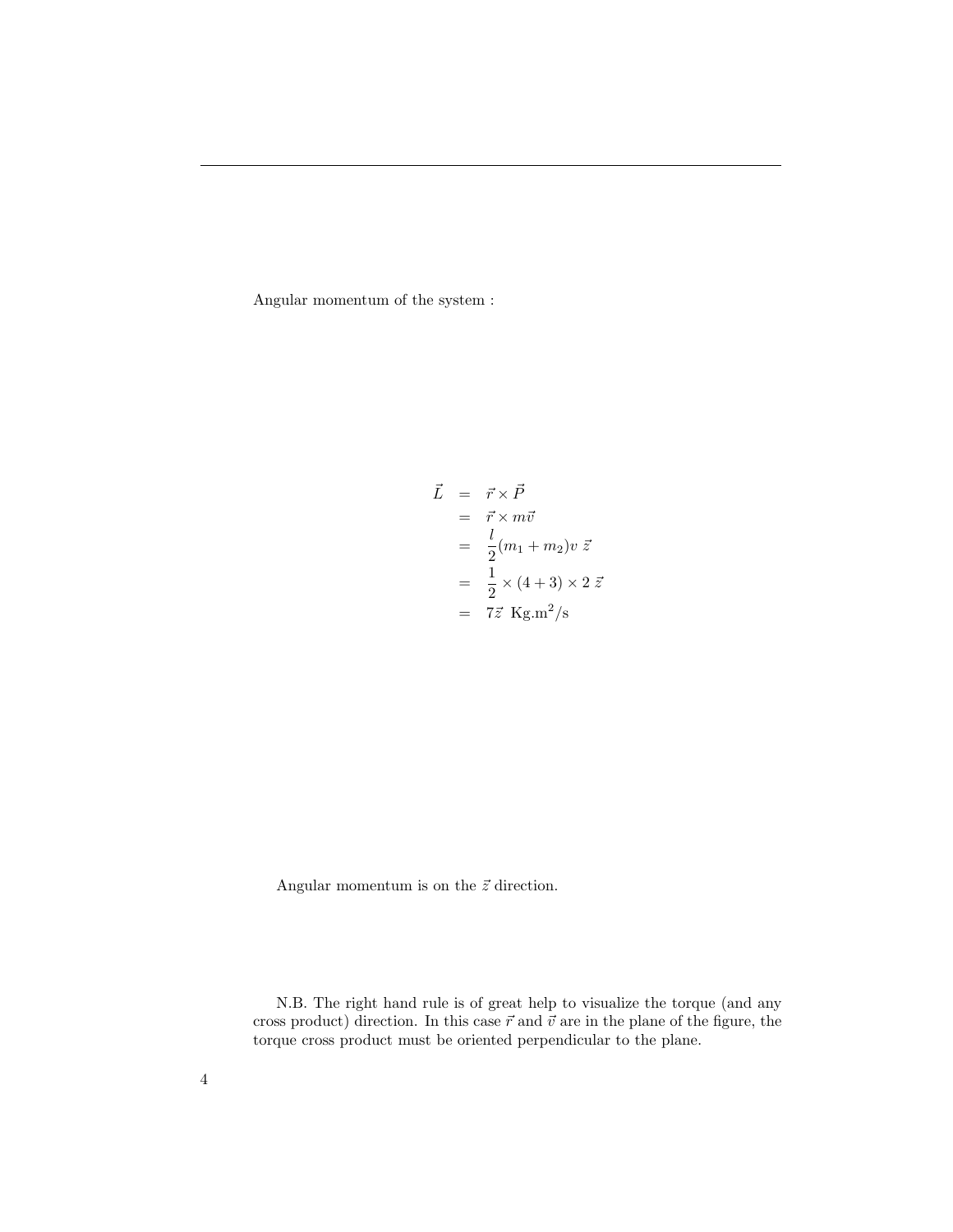Angular momentum of the system :

$$
\begin{aligned}
\vec{L} &= \vec{r} \times \vec{P} \\
&= \vec{r} \times m\vec{v} \\
&= \frac{l}{2}(m_1 + m_2)v \ \vec{z} \\
&= \frac{1}{2} \times (4+3) \times 2 \ \vec{z} \\
&= 7\vec{z} \ \text{ Kg.m}^2/\text{s}
\end{aligned}
$$

Angular momentum is on the $\vec{z}$ direction.

N.B. The right hand rule is of great help to visualize the torque (and any cross product) direction. In this case $\vec{r}$ and $\vec{v}$ are in the plane of the figure, the torque cross product must be oriented perpendicular to the plane.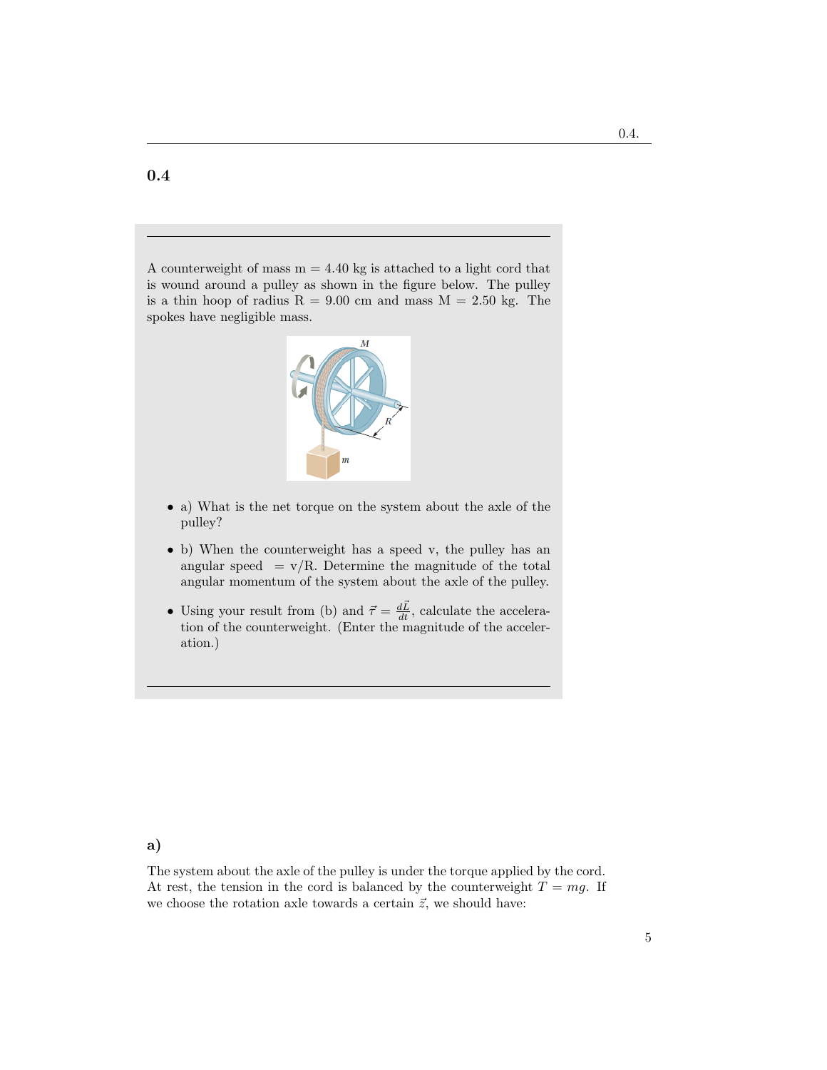## 0.4

---

A counterweight of mass m = 4.40 kg is attached to a light cord that is wound around a pulley as shown in the figure below. The pulley is a thin hoop of radius R = 9.00 cm and mass M = 2.50 kg. The spokes have negligible mass.

- a) What is the net torque on the system about the axle of the pulley?
- b) When the counterweight has a speed v, the pulley has an angular speed = v/R. Determine the magnitude of the total angular momentum of the system about the axle of the pulley.
- Using your result from (b) and $\vec{\tau} = \frac{d\vec{L}}{dt}$, calculate the acceleration of the counterweight. (Enter the magnitude of the acceleration.)

---

### a)

The system about the axle of the pulley is under the torque applied by the cord. At rest, the tension in the cord is balanced by the counterweight $T = mg$. If we choose the rotation axle towards a certain $\vec{z}$, we should have: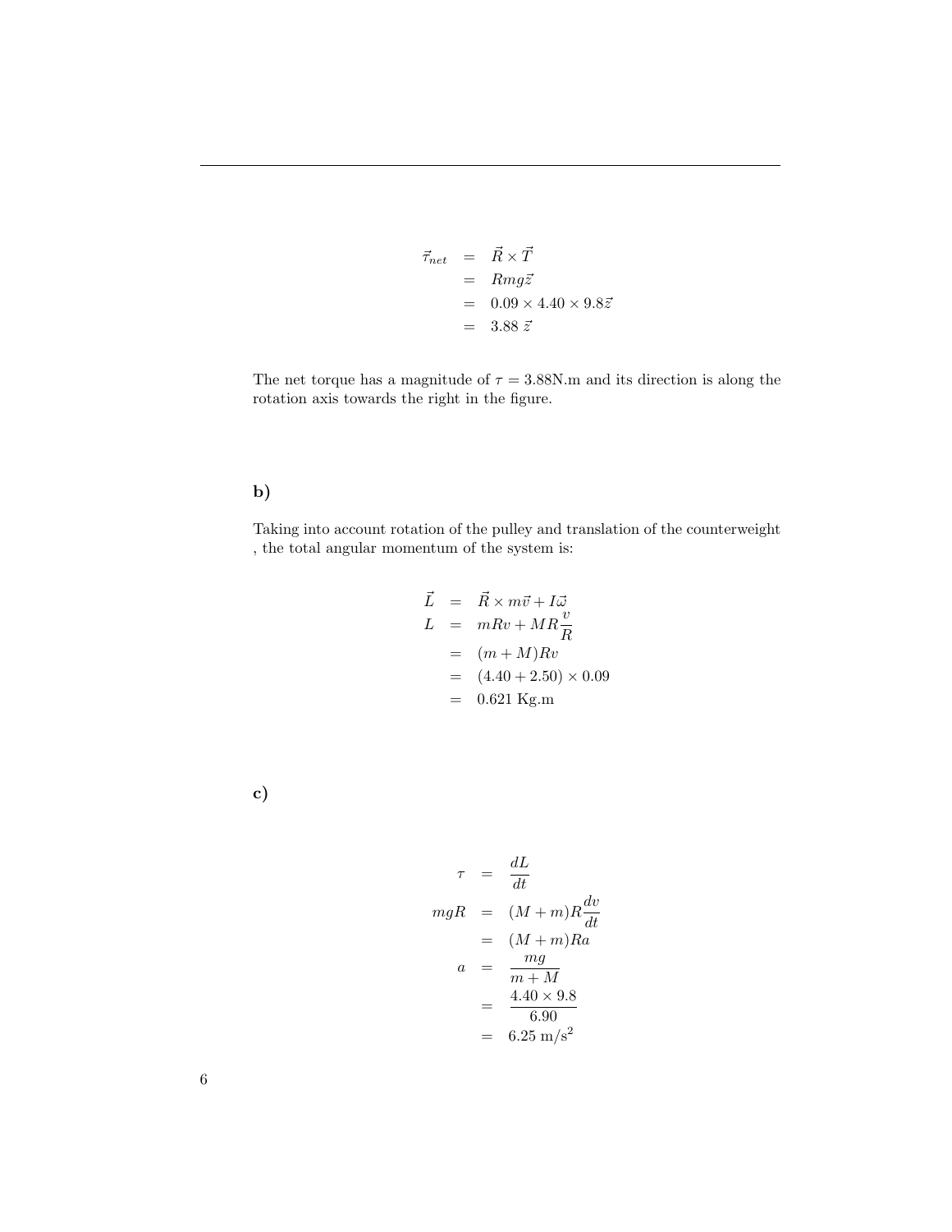$$
\begin{aligned}
\vec{\tau}_{net} &= \vec{R} \times \vec{T} \\
&= Rmg\vec{z} \\
&= 0.09 \times 4.40 \times 9.8\vec{z} \\
&= 3.88\ \vec{z}
\end{aligned}
$$

The net torque has a magnitude of $\tau = 3.88$N.m and its direction is along the rotation axis towards the right in the figure.

### b)

Taking into account rotation of the pulley and translation of the counterweight , the total angular momentum of the system is:

$$
\begin{aligned}
\vec{L} &= \vec{R} \times m\vec{v} + I\vec{\omega} \\
L &= mRv + MR\frac{v}{R} \\
&= (m + M)Rv \\
&= (4.40 + 2.50) \times 0.09 \\
&= 0.621 \text{ Kg.m}
\end{aligned}
$$

### c)

$$
\begin{aligned}
\tau &= \frac{dL}{dt} \\
mgR &= (M + m)R\frac{dv}{dt} \\
&= (M + m)Ra \\
a &= \frac{mg}{m + M} \\
&= \frac{4.40 \times 9.8}{6.90} \\
&= 6.25 \text{ m/s}^2
\end{aligned}
$$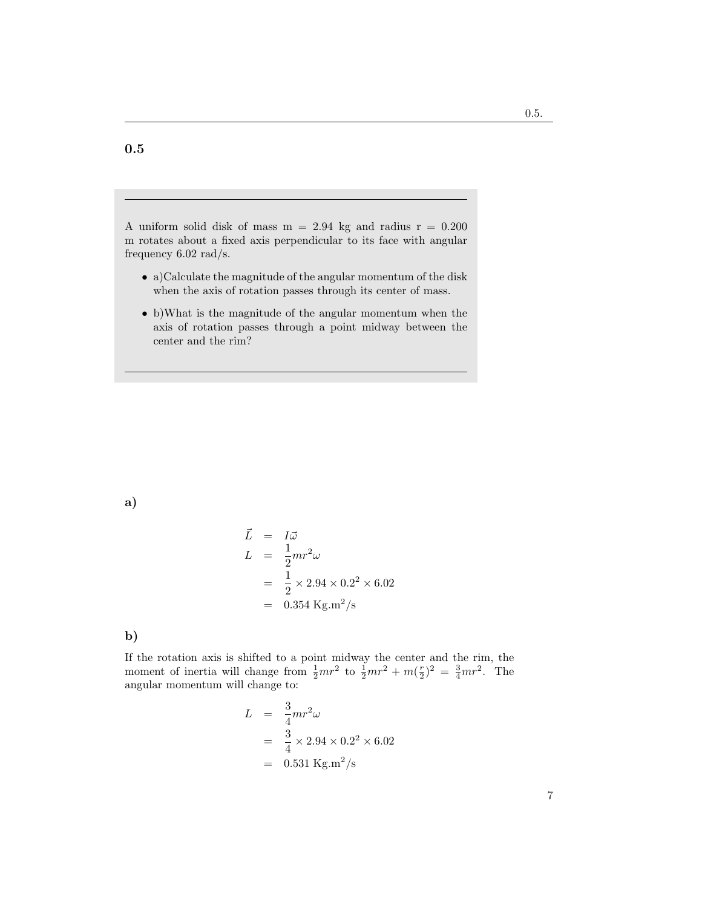## 0.5

A uniform solid disk of mass m = 2.94 kg and radius r = 0.200 m rotates about a fixed axis perpendicular to its face with angular frequency 6.02 rad/s.

- a)Calculate the magnitude of the angular momentum of the disk when the axis of rotation passes through its center of mass.
- b)What is the magnitude of the angular momentum when the axis of rotation passes through a point midway between the center and the rim?

### a)

$$
\begin{aligned}
\vec{L} &= I\vec{\omega} \\
L &= \frac{1}{2}mr^2\omega \\
&= \frac{1}{2} \times 2.94 \times 0.2^2 \times 6.02 \\
&= 0.354 \text{ Kg.m}^2/\text{s}
\end{aligned}
$$

### b)

If the rotation axis is shifted to a point midway the center and the rim, the moment of inertia will change from $\frac{1}{2}mr^2$ to $\frac{1}{2}mr^2 + m(\frac{r}{2})^2 = \frac{3}{4}mr^2$. The angular momentum will change to:

$$
\begin{aligned}
L &= \frac{3}{4}mr^2\omega \\
&= \frac{3}{4} \times 2.94 \times 0.2^2 \times 6.02 \\
&= 0.531 \text{ Kg.m}^2/\text{s}
\end{aligned}
$$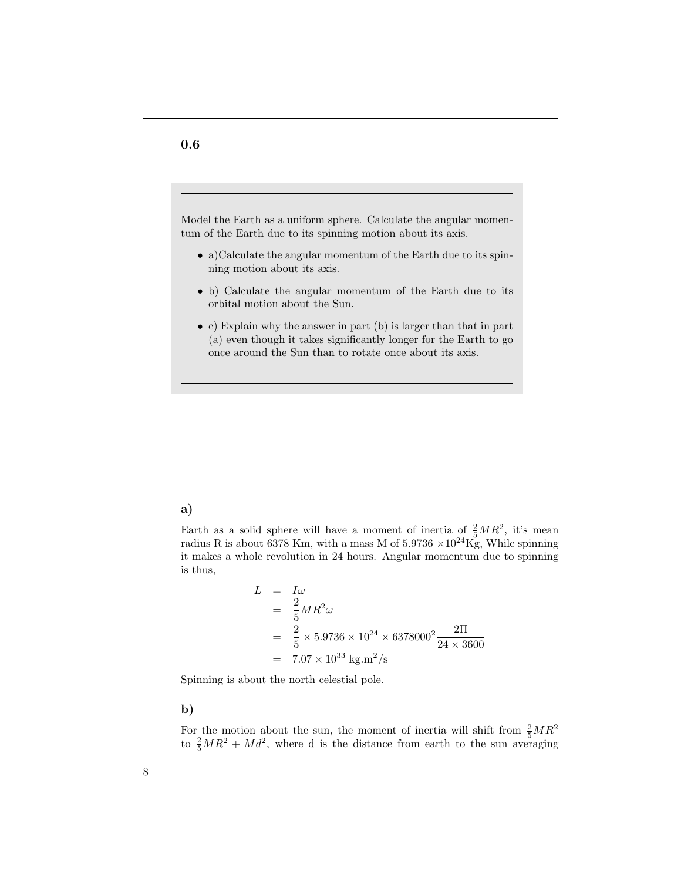## 0.6

---

Model the Earth as a uniform sphere. Calculate the angular momentum of the Earth due to its spinning motion about its axis.

- a)Calculate the angular momentum of the Earth due to its spinning motion about its axis.
- b) Calculate the angular momentum of the Earth due to its orbital motion about the Sun.
- c) Explain why the answer in part (b) is larger than that in part (a) even though it takes significantly longer for the Earth to go once around the Sun than to rotate once about its axis.

---

### a)

Earth as a solid sphere will have a moment of inertia of $\frac{2}{5}MR^2$, it's mean radius R is about 6378 Km, with a mass M of 5.9736 $\times 10^{24}$Kg, While spinning it makes a whole revolution in 24 hours. Angular momentum due to spinning is thus,

$$
\begin{aligned}
L &= I\omega \\
&= \frac{2}{5}MR^2\omega \\
&= \frac{2}{5} \times 5.9736 \times 10^{24} \times 6378000^2 \frac{2\Pi}{24 \times 3600} \\
&= 7.07 \times 10^{33}\ \mathrm{kg.m^2/s}
\end{aligned}
$$

Spinning is about the north celestial pole.

### b)

For the motion about the sun, the moment of inertia will shift from $\frac{2}{5}MR^2$ to $\frac{2}{5}MR^2 + Md^2$, where d is the distance from earth to the sun averaging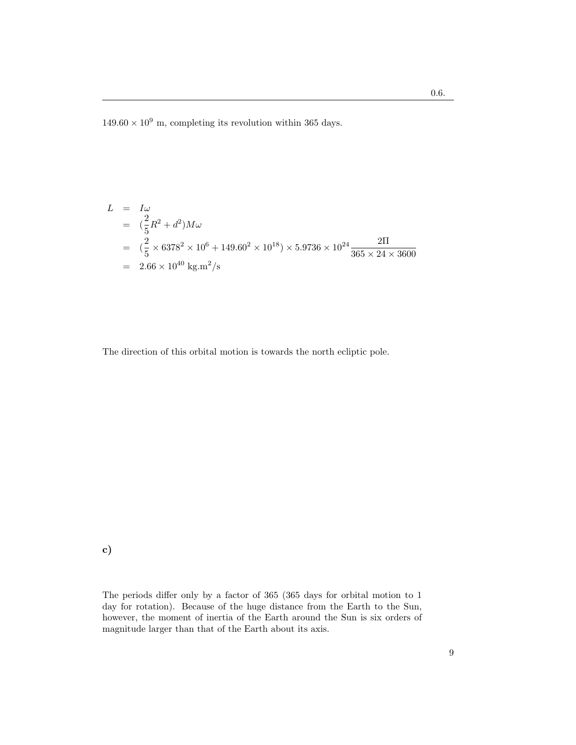$149.60 \times 10^9$ m, completing its revolution within 365 days.

$$
\begin{aligned}
L &= I\omega \\
&= (\frac{2}{5}R^2 + d^2)M\omega \\
&= (\frac{2}{5} \times 6378^2 \times 10^6 + 149.60^2 \times 10^{18}) \times 5.9736 \times 10^{24} \frac{2\Pi}{365 \times 24 \times 3600} \\
&= 2.66 \times 10^{40} \text{ kg.m}^2/\text{s}
\end{aligned}
$$

The direction of this orbital motion is towards the north ecliptic pole.

**c)**

The periods differ only by a factor of 365 (365 days for orbital motion to 1 day for rotation). Because of the huge distance from the Earth to the Sun, however, the moment of inertia of the Earth around the Sun is six orders of magnitude larger than that of the Earth about its axis.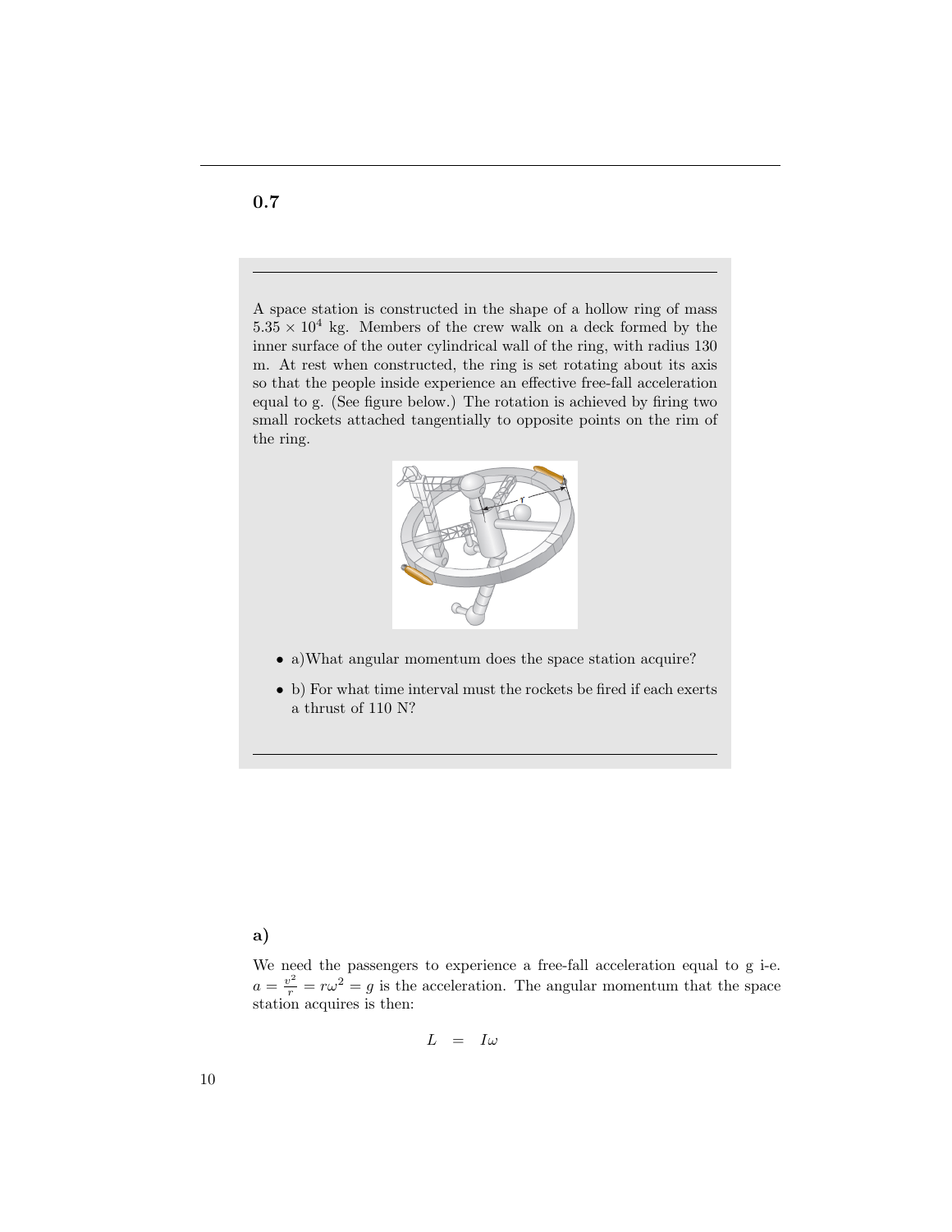## 0.7

---

A space station is constructed in the shape of a hollow ring of mass $5.35 \times 10^4$ kg. Members of the crew walk on a deck formed by the inner surface of the outer cylindrical wall of the ring, with radius 130 m. At rest when constructed, the ring is set rotating about its axis so that the people inside experience an effective free-fall acceleration equal to g. (See figure below.) The rotation is achieved by firing two small rockets attached tangentially to opposite points on the rim of the ring.

- a)What angular momentum does the space station acquire?
- b) For what time interval must the rockets be fired if each exerts a thrust of 110 N?

---

### a)

We need the passengers to experience a free-fall acceleration equal to g i-e. $a = \frac{v^2}{r} = r\omega^2 = g$ is the acceleration. The angular momentum that the space station acquires is then:

$$L = I\omega$$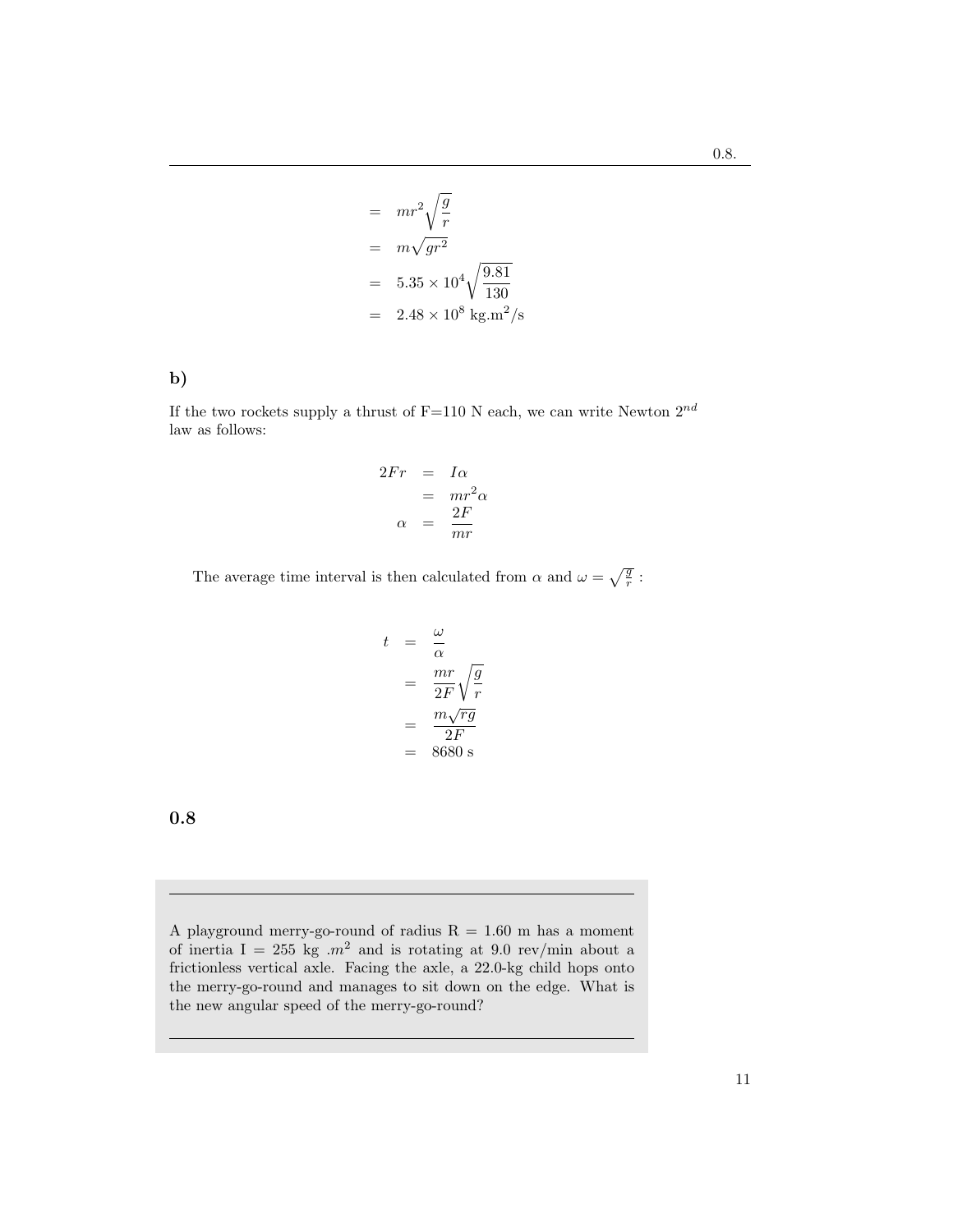$$
\begin{aligned}
&= mr^2\sqrt{\frac{g}{r}} \\
&= m\sqrt{gr^2} \\
&= 5.35 \times 10^4\sqrt{\frac{9.81}{130}} \\
&= 2.48 \times 10^8 \text{ kg.m}^2/\text{s}
\end{aligned}
$$

### b)

If the two rockets supply a thrust of F=110 N each, we can write Newton $2^{nd}$ law as follows:

$$
\begin{aligned}
2Fr &= I\alpha \\
&= mr^2\alpha \\
\alpha &= \frac{2F}{mr}
\end{aligned}
$$

The average time interval is then calculated from $\alpha$ and $\omega = \sqrt{\frac{g}{r}}$ :

$$
\begin{aligned}
t &= \frac{\omega}{\alpha} \\
&= \frac{mr}{2F}\sqrt{\frac{g}{r}} \\
&= \frac{m\sqrt{rg}}{2F} \\
&= 8680 \text{ s}
\end{aligned}
$$

## 0.8

A playground merry-go-round of radius R = 1.60 m has a moment of inertia I = 255 kg $.m^2$ and is rotating at 9.0 rev/min about a frictionless vertical axle. Facing the axle, a 22.0-kg child hops onto the merry-go-round and manages to sit down on the edge. What is the new angular speed of the merry-go-round?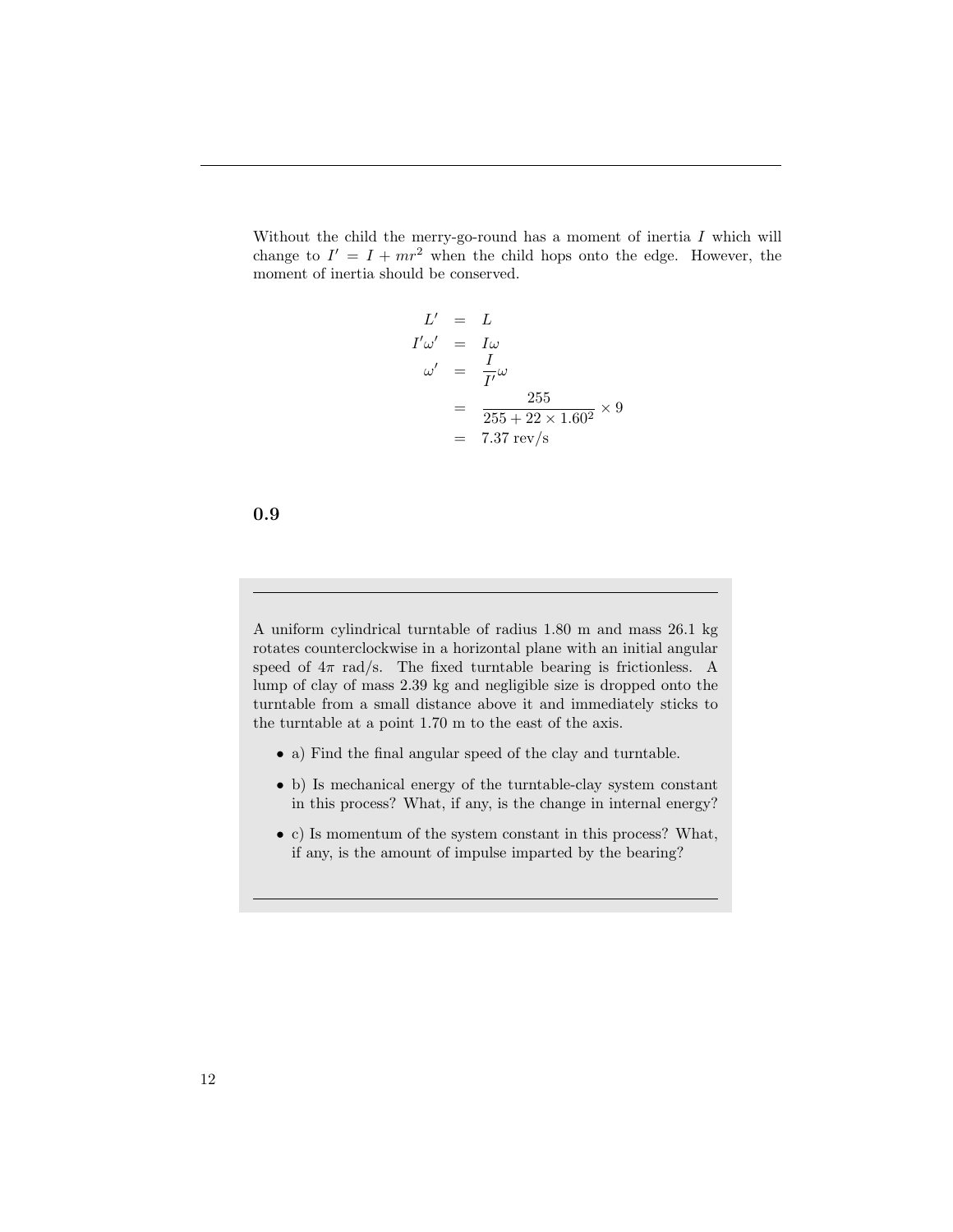Without the child the merry-go-round has a moment of inertia $I$ which will change to $I' = I + mr^2$ when the child hops onto the edge. However, the moment of inertia should be conserved.

$$
\begin{aligned}
L' &= L \\
I'\omega' &= I\omega \\
\omega' &= \frac{I}{I'}\omega \\
&= \frac{255}{255 + 22 \times 1.60^2} \times 9 \\
&= 7.37 \text{ rev/s}
\end{aligned}
$$

## 0.9

A uniform cylindrical turntable of radius 1.80 m and mass 26.1 kg rotates counterclockwise in a horizontal plane with an initial angular speed of $4\pi$ rad/s. The fixed turntable bearing is frictionless. A lump of clay of mass 2.39 kg and negligible size is dropped onto the turntable from a small distance above it and immediately sticks to the turntable at a point 1.70 m to the east of the axis.

- a) Find the final angular speed of the clay and turntable.
- b) Is mechanical energy of the turntable-clay system constant in this process? What, if any, is the change in internal energy?
- c) Is momentum of the system constant in this process? What, if any, is the amount of impulse imparted by the bearing?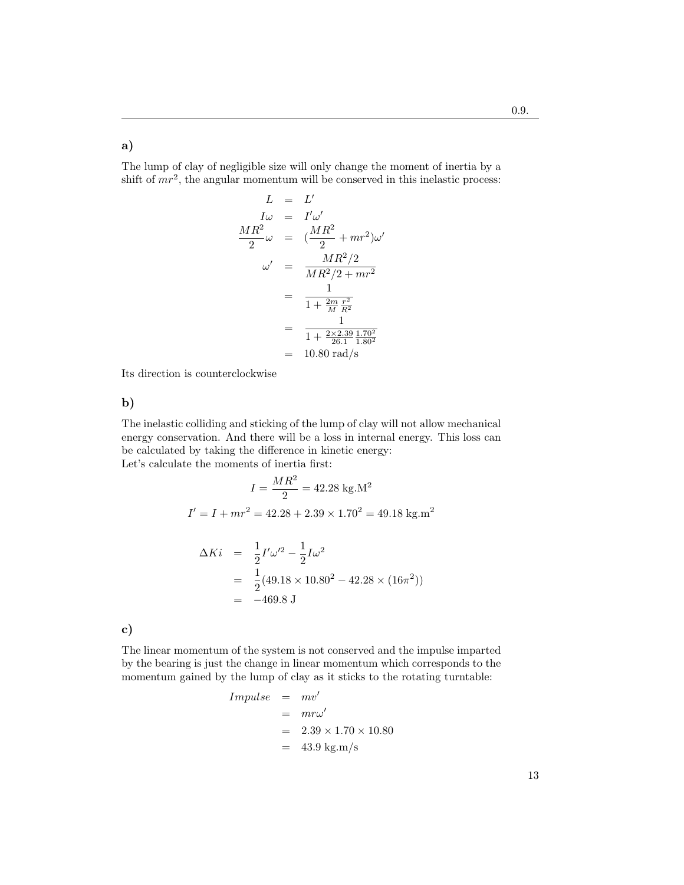**a)**

The lump of clay of negligible size will only change the moment of inertia by a shift of $mr^2$, the angular momentum will be conserved in this inelastic process:

$$
\begin{aligned}
L &= L' \\
I\omega &= I'\omega' \\
\frac{MR^2}{2}\omega &= (\frac{MR^2}{2} + mr^2)\omega' \\
\omega' &= \frac{MR^2/2}{MR^2/2 + mr^2} \\
&= \frac{1}{1 + \frac{2m}{M}\frac{r^2}{R^2}} \\
&= \frac{1}{1 + \frac{2\times 2.39}{26.1}\frac{1.70^2}{1.80^2}} \\
&= 10.80 \text{ rad/s}
\end{aligned}
$$

Its direction is counterclockwise

**b)**

The inelastic colliding and sticking of the lump of clay will not allow mechanical energy conservation. And there will be a loss in internal energy. This loss can be calculated by taking the difference in kinetic energy:
Let's calculate the moments of inertia first:

$$I = \frac{MR^2}{2} = 42.28 \text{ kg.M}^2$$

$$I' = I + mr^2 = 42.28 + 2.39 \times 1.70^2 = 49.18 \text{ kg.m}^2$$

$$
\begin{aligned}
\Delta Ki &= \frac{1}{2}I'\omega'^2 - \frac{1}{2}I\omega^2 \\
&= \frac{1}{2}(49.18 \times 10.80^2 - 42.28 \times (16\pi^2)) \\
&= -469.8 \text{ J}
\end{aligned}
$$

**c)**

The linear momentum of the system is not conserved and the impulse imparted by the bearing is just the change in linear momentum which corresponds to the momentum gained by the lump of clay as it sticks to the rotating turntable:

$$
\begin{aligned}
Impulse &= mv' \\
&= mr\omega' \\
&= 2.39 \times 1.70 \times 10.80 \\
&= 43.9 \text{ kg.m/s}
\end{aligned}
$$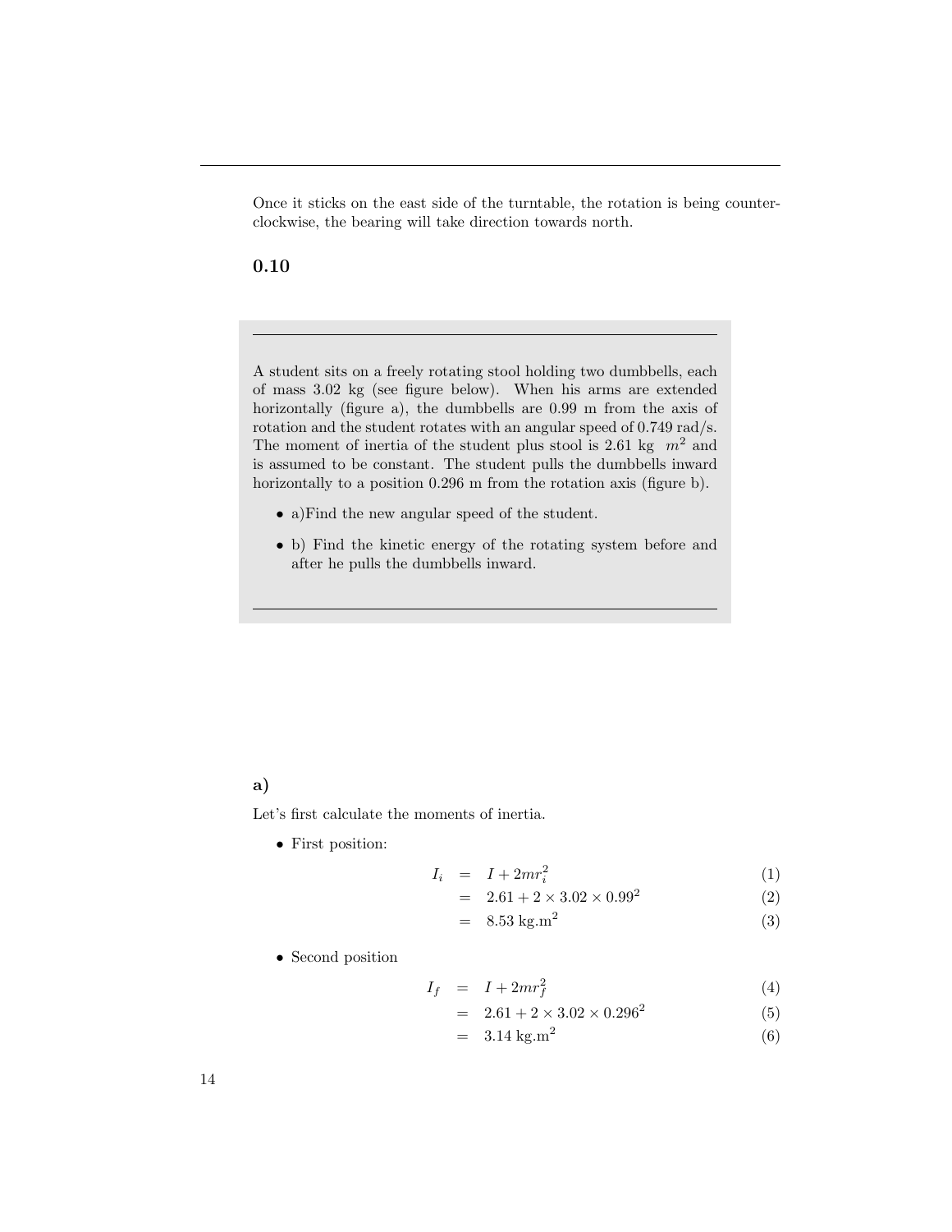Once it sticks on the east side of the turntable, the rotation is being counter-clockwise, the bearing will take direction towards north.

## 0.10

---

A student sits on a freely rotating stool holding two dumbbells, each of mass 3.02 kg (see figure below). When his arms are extended horizontally (figure a), the dumbbells are 0.99 m from the axis of rotation and the student rotates with an angular speed of 0.749 rad/s. The moment of inertia of the student plus stool is 2.61 kg $m^2$ and is assumed to be constant. The student pulls the dumbbells inward horizontally to a position 0.296 m from the rotation axis (figure b).

- a)Find the new angular speed of the student.
- b) Find the kinetic energy of the rotating system before and after he pulls the dumbbells inward.

---

### a)

Let's first calculate the moments of inertia.

- First position:

$$
\begin{aligned}
I_i &= I + 2mr_i^2 &(1)\\
&= 2.61 + 2 \times 3.02 \times 0.99^2 &(2)\\
&= 8.53 \text{ kg.m}^2 &(3)
\end{aligned}
$$

- Second position

$$
\begin{aligned}
I_f &= I + 2mr_f^2 &(4)\\
&= 2.61 + 2 \times 3.02 \times 0.296^2 &(5)\\
&= 3.14 \text{ kg.m}^2 &(6)
\end{aligned}
$$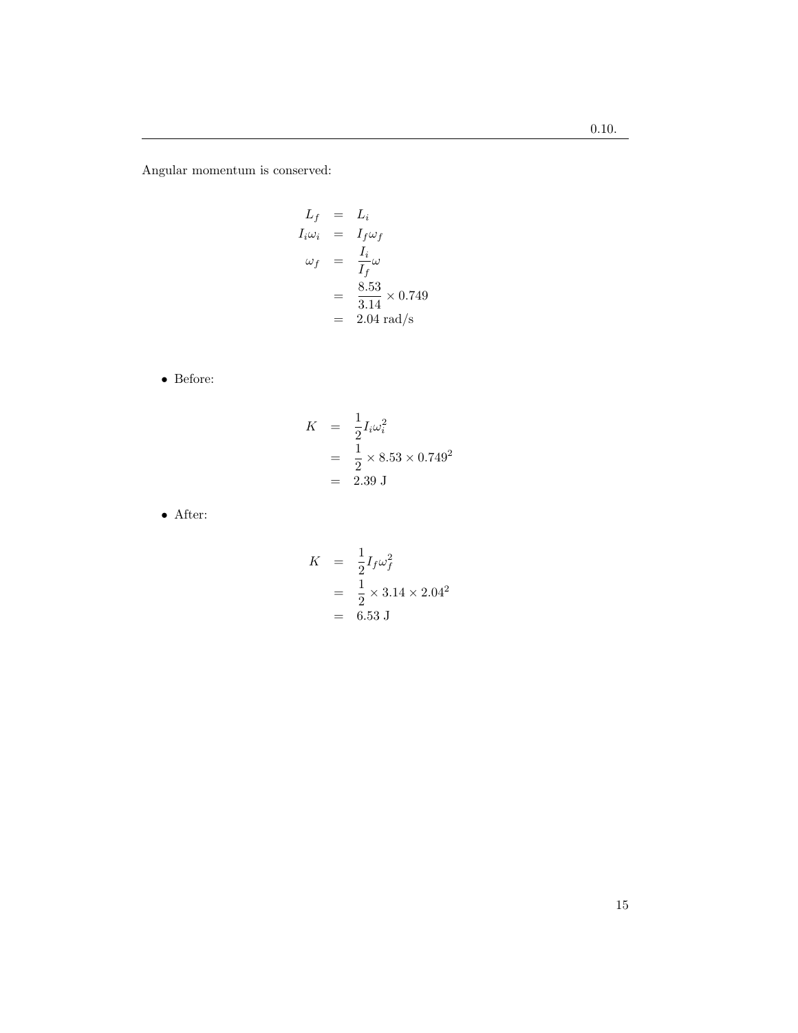Angular momentum is conserved:

$$
\begin{aligned}
L_f &= L_i \\
I_i \omega_i &= I_f \omega_f \\
\omega_f &= \frac{I_i}{I_f} \omega \\
&= \frac{8.53}{3.14} \times 0.749 \\
&= 2.04 \text{ rad/s}
\end{aligned}
$$

- Before:

$$
\begin{aligned}
K &= \frac{1}{2} I_i \omega_i^2 \\
&= \frac{1}{2} \times 8.53 \times 0.749^2 \\
&= 2.39 \text{ J}
\end{aligned}
$$

- After:

$$
\begin{aligned}
K &= \frac{1}{2} I_f \omega_f^2 \\
&= \frac{1}{2} \times 3.14 \times 2.04^2 \\
&= 6.53 \text{ J}
\end{aligned}
$$